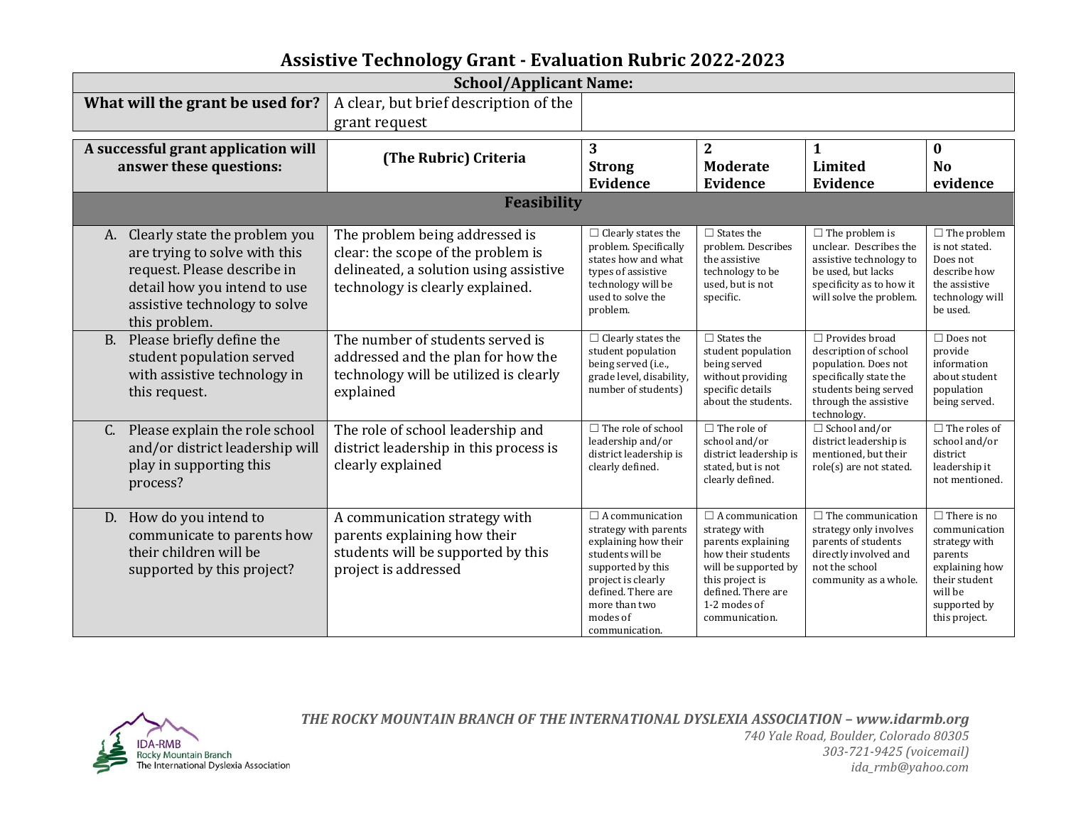# Assistive Technology Grant - Evaluation Rubric 2022-2023

| School/Applicant Name: | | |
|---|---|---|
| **What will the grant be used for?** | A clear, but brief description of the grant request | |

| A successful grant application will answer these questions: | (The Rubric) Criteria | 3 Strong Evidence | 2 Moderate Evidence | 1 Limited Evidence | 0 No evidence |
|---|---|---|---|---|---|
| **Feasibility** | | | | | |
| A. Clearly state the problem you are trying to solve with this request. Please describe in detail how you intend to use assistive technology to solve this problem. | The problem being addressed is clear: the scope of the problem is delineated, a solution using assistive technology is clearly explained. | ☐ Clearly states the problem. Specifically states how and what types of assistive technology will be used to solve the problem. | ☐ States the problem. Describes the assistive technology to be used, but is not specific. | ☐ The problem is unclear. Describes the assistive technology to be used, but lacks specificity as to how it will solve the problem. | ☐ The problem is not stated. Does not describe how the assistive technology will be used. |
| B. Please briefly define the student population served with assistive technology in this request. | The number of students served is addressed and the plan for how the technology will be utilized is clearly explained | ☐ Clearly states the student population being served (i.e., grade level, disability, number of students) | ☐ States the student population being served without providing specific details about the students. | ☐ Provides broad description of school population. Does not specifically state the students being served through the assistive technology. | ☐ Does not provide information about student population being served. |
| C. Please explain the role school and/or district leadership will play in supporting this process? | The role of school leadership and district leadership in this process is clearly explained | ☐ The role of school leadership and/or district leadership is clearly defined. | ☐ The role of school and/or district leadership is stated, but is not clearly defined. | ☐ School and/or district leadership is mentioned, but their role(s) are not stated. | ☐ The roles of school and/or district leadership it not mentioned. |
| D. How do you intend to communicate to parents how their children will be supported by this project? | A communication strategy with parents explaining how their students will be supported by this project is addressed | ☐ A communication strategy with parents explaining how their students will be supported by this project is clearly defined. There are more than two modes of communication. | ☐ A communication strategy with parents explaining how their students will be supported by this project is defined. There are 1-2 modes of communication. | ☐ The communication strategy only involves parents of students directly involved and not the school community as a whole. | ☐ There is no communication strategy with parents explaining how their student will be supported by this project. |

IDA-RMB
Rocky Mountain Branch
The International Dyslexia Association

***THE ROCKY MOUNTAIN BRANCH OF THE INTERNATIONAL DYSLEXIA ASSOCIATION – www.idarmb.org***
*740 Yale Road, Boulder, Colorado 80305*
*303-721-9425 (voicemail)*
*ida_rmb@yahoo.com*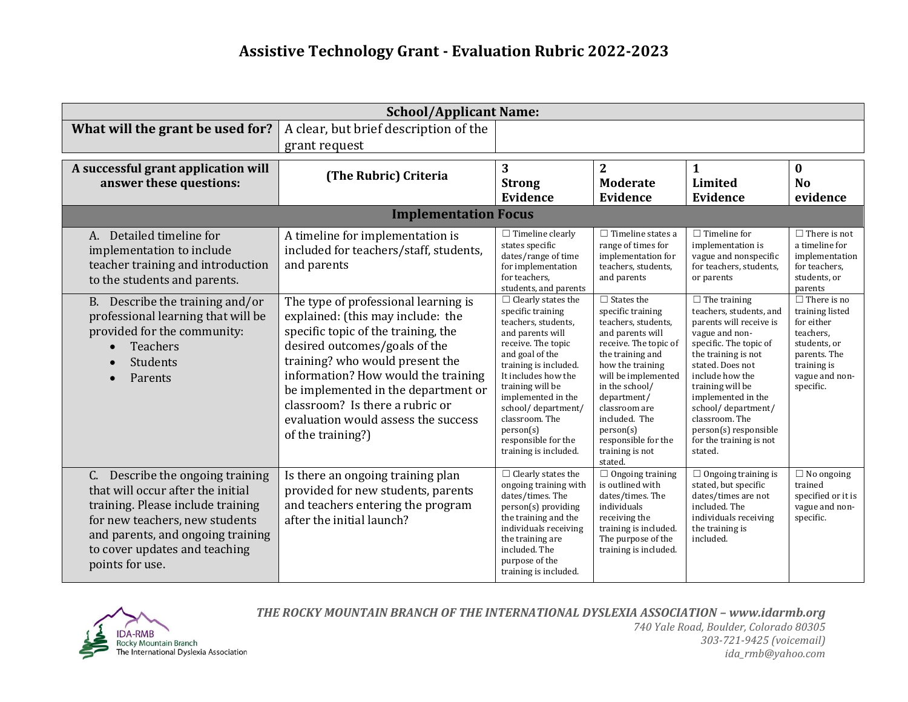# Assistive Technology Grant - Evaluation Rubric 2022-2023

| School/Applicant Name: | | |
|---|---|---|
| **What will the grant be used for?** | A clear, but brief description of the grant request | |

| A successful grant application will answer these questions: | (The Rubric) Criteria | 3 Strong Evidence | 2 Moderate Evidence | 1 Limited Evidence | 0 No evidence |
|---|---|---|---|---|---|
| **Implementation Focus** | | | | | |
| A. Detailed timeline for implementation to include teacher training and introduction to the students and parents. | A timeline for implementation is included for teachers/staff, students, and parents | ☐ Timeline clearly states specific dates/range of time for implementation for teachers, students, and parents | ☐ Timeline states a range of times for implementation for teachers, students, and parents | ☐ Timeline for implementation is vague and nonspecific for teachers, students, or parents | ☐ There is not a timeline for implementation for teachers, students, or parents |
| B. Describe the training and/or professional learning that will be provided for the community: <br>• Teachers <br>• Students <br>• Parents | The type of professional learning is explained: (this may include: the specific topic of the training, the desired outcomes/goals of the training? who would present the information? How would the training be implemented in the department or classroom? Is there a rubric or evaluation would assess the success of the training?) | ☐ Clearly states the specific training teachers, students, and parents will receive. The topic and goal of the training is included. It includes how the training will be implemented in the school/ department/ classroom. The person(s) responsible for the training is included. | ☐ States the specific training teachers, students, and parents will receive. The topic of the training and how the training will be implemented in the school/ department/ classroom are included. The person(s) responsible for the training is not stated. | ☐ The training teachers, students, and parents will receive is vague and non-specific. The topic of the training is not stated. Does not include how the training will be implemented in the school/ department/ classroom. The person(s) responsible for the training is not stated. | ☐ There is no training listed for either teachers, students, or parents. The training is vague and non-specific. |
| C. Describe the ongoing training that will occur after the initial training. Please include training for new teachers, new students and parents, and ongoing training to cover updates and teaching points for use. | Is there an ongoing training plan provided for new students, parents and teachers entering the program after the initial launch? | ☐ Clearly states the ongoing training with dates/times. The person(s) providing the training and the individuals receiving the training are included. The purpose of the training is included. | ☐ Ongoing training is outlined with dates/times. The individuals receiving the training is included. The purpose of the training is included. | ☐ Ongoing training is stated, but specific dates/times are not included. The individuals receiving the training is included. | ☐ No ongoing trained specified or it is vague and non-specific. |

***THE ROCKY MOUNTAIN BRANCH OF THE INTERNATIONAL DYSLEXIA ASSOCIATION – www.idarmb.org***
*740 Yale Road, Boulder, Colorado 80305*
*303-721-9425 (voicemail)*
*ida_rmb@yahoo.com*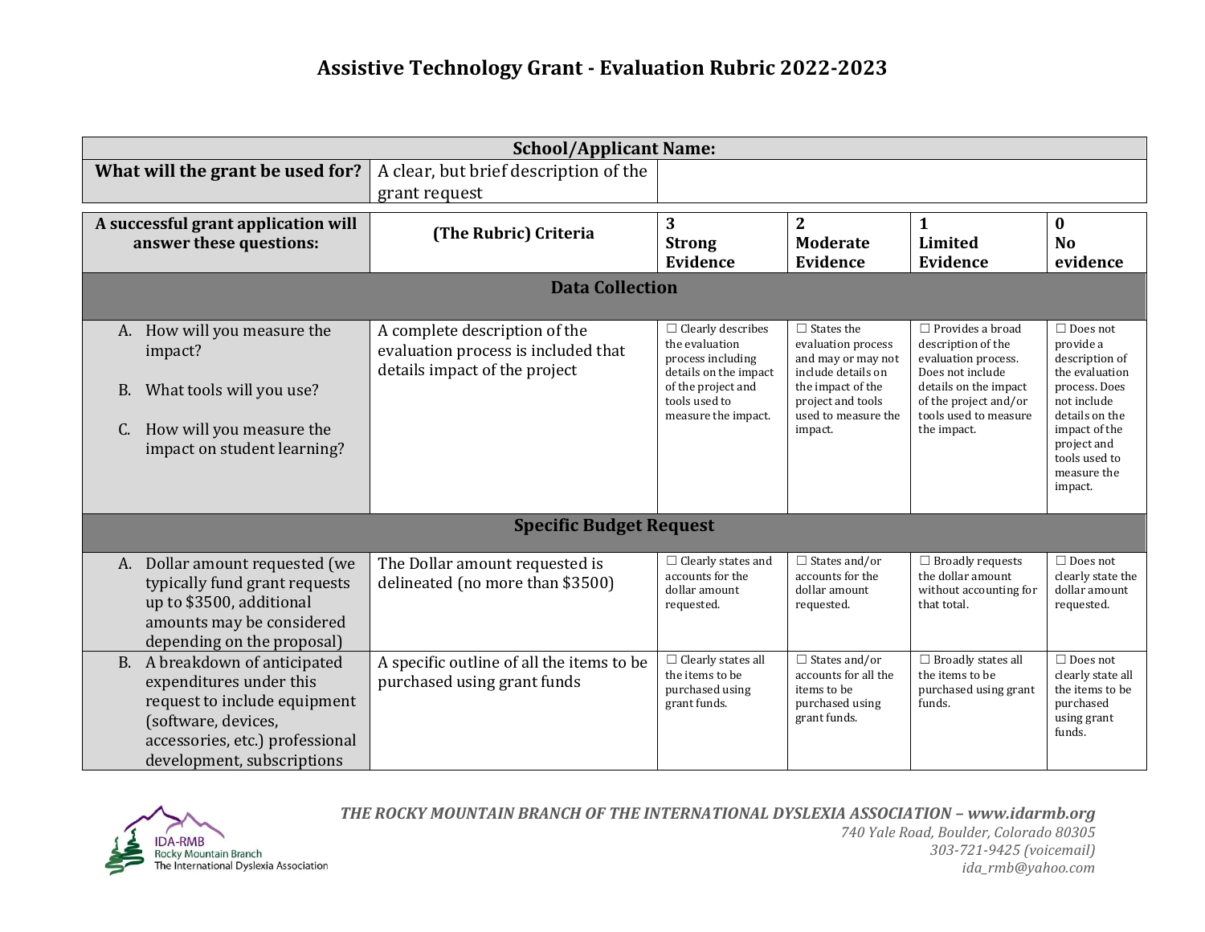# Assistive Technology Grant - Evaluation Rubric 2022-2023

| School/Applicant Name: | | |
|---|---|---|
| **What will the grant be used for?** | A clear, but brief description of the grant request | |

| A successful grant application will answer these questions: | (The Rubric) Criteria | 3 Strong Evidence | 2 Moderate Evidence | 1 Limited Evidence | 0 No evidence |
|---|---|---|---|---|---|
| **Data Collection** | | | | | |
| A. How will you measure the impact?<br><br>B. What tools will you use?<br><br>C. How will you measure the impact on student learning? | A complete description of the evaluation process is included that details impact of the project | ☐ Clearly describes the evaluation process including details on the impact of the project and tools used to measure the impact. | ☐ States the evaluation process and may or may not include details on the impact of the project and tools used to measure the impact. | ☐ Provides a broad description of the evaluation process. Does not include details on the impact of the project and/or tools used to measure the impact. | ☐ Does not provide a description of the evaluation process. Does not include details on the impact of the project and tools used to measure the impact. |
| **Specific Budget Request** | | | | | |
| A. Dollar amount requested (we typically fund grant requests up to $3500, additional amounts may be considered depending on the proposal) | The Dollar amount requested is delineated (no more than $3500) | ☐ Clearly states and accounts for the dollar amount requested. | ☐ States and/or accounts for the dollar amount requested. | ☐ Broadly requests the dollar amount without accounting for that total. | ☐ Does not clearly state the dollar amount requested. |
| B. A breakdown of anticipated expenditures under this request to include equipment (software, devices, accessories, etc.) professional development, subscriptions | A specific outline of all the items to be purchased using grant funds | ☐ Clearly states all the items to be purchased using grant funds. | ☐ States and/or accounts for all the items to be purchased using grant funds. | ☐ Broadly states all the items to be purchased using grant funds. | ☐ Does not clearly state all the items to be purchased using grant funds. |

IDA-RMB
Rocky Mountain Branch
The International Dyslexia Association

*THE ROCKY MOUNTAIN BRANCH OF THE INTERNATIONAL DYSLEXIA ASSOCIATION – www.idarmb.org*
*740 Yale Road, Boulder, Colorado 80305*
*303-721-9425 (voicemail)*
*ida_rmb@yahoo.com*